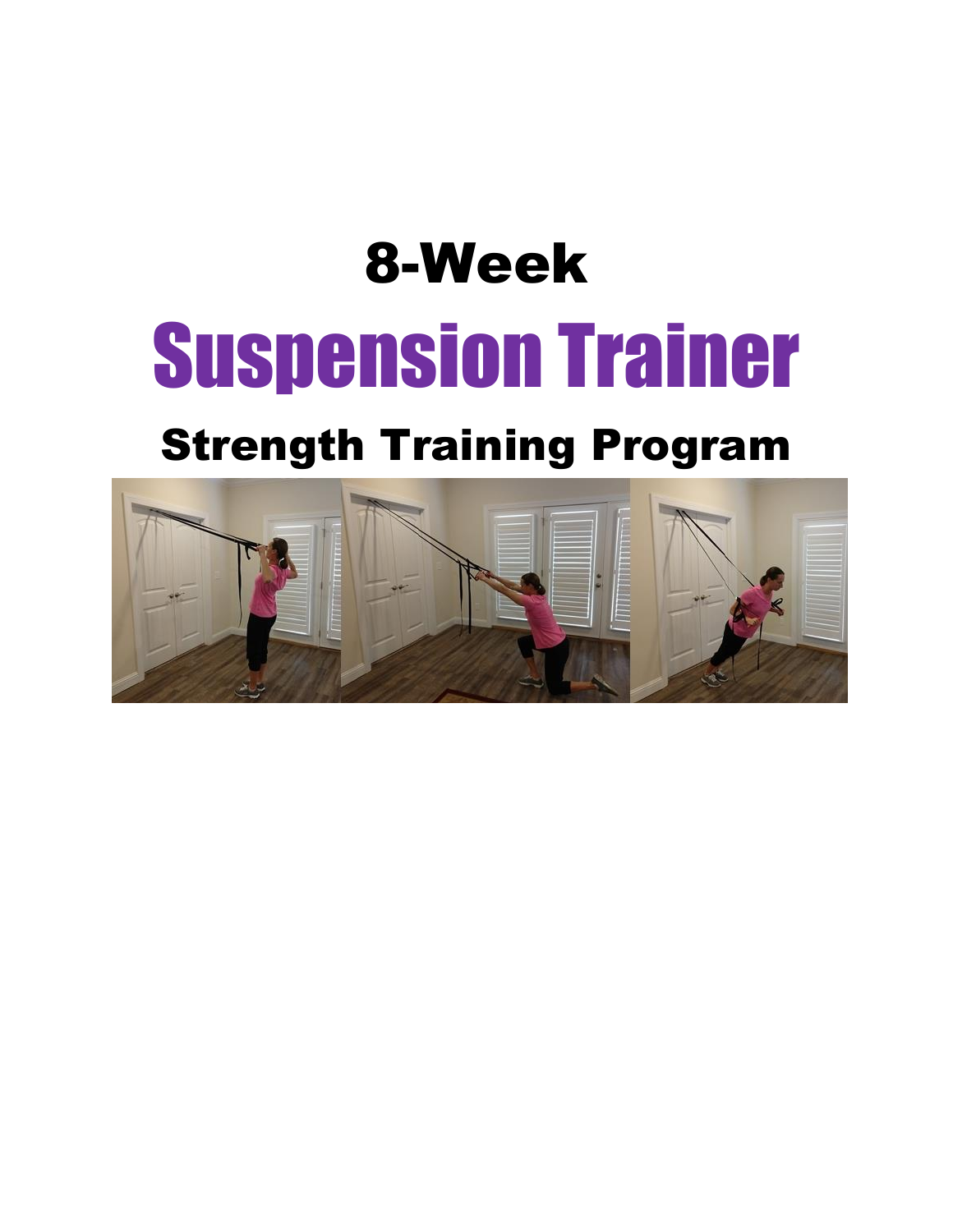# 8-Week

# Suspension Trainer

## Strength Training Program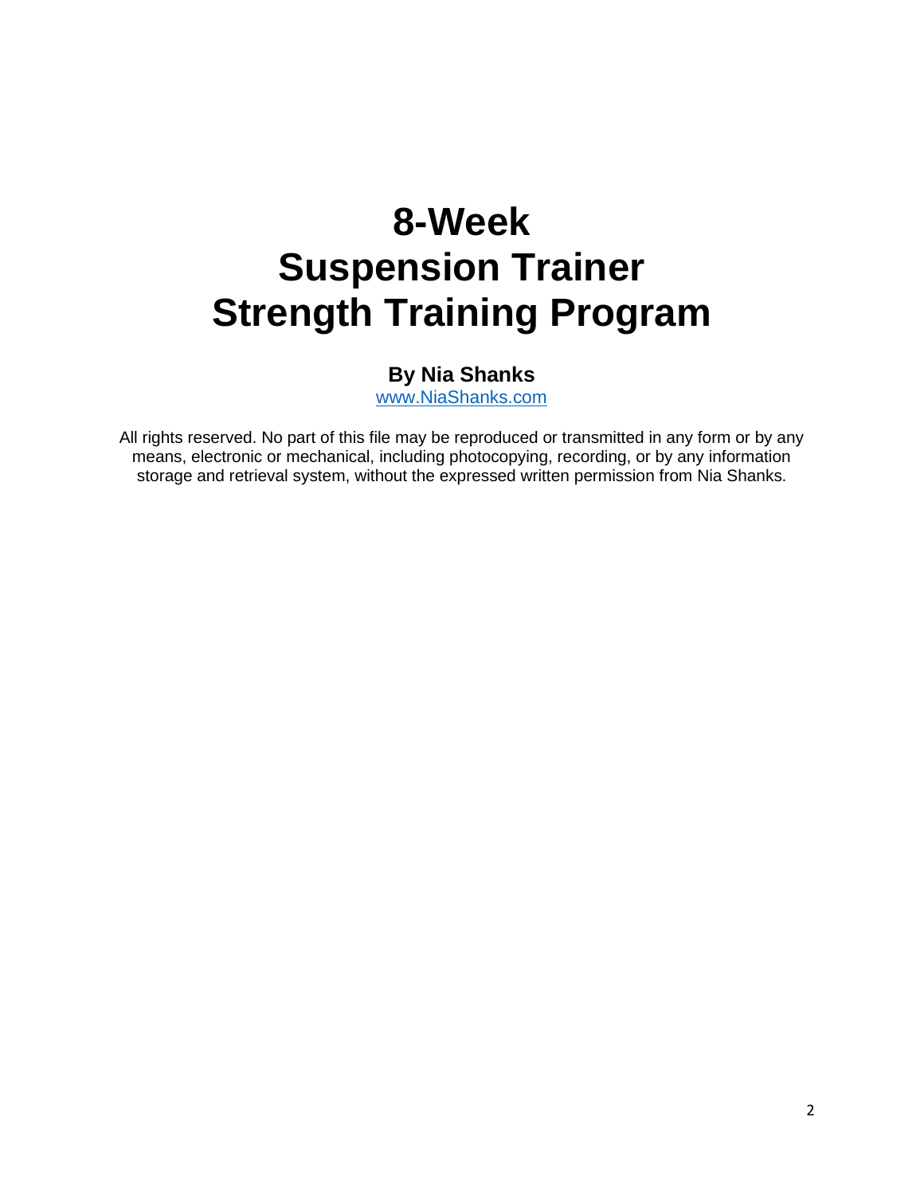# 8-Week
# Suspension Trainer
# Strength Training Program

**By Nia Shanks**

[www.NiaShanks.com](http://www.NiaShanks.com)

All rights reserved. No part of this file may be reproduced or transmitted in any form or by any means, electronic or mechanical, including photocopying, recording, or by any information storage and retrieval system, without the expressed written permission from Nia Shanks.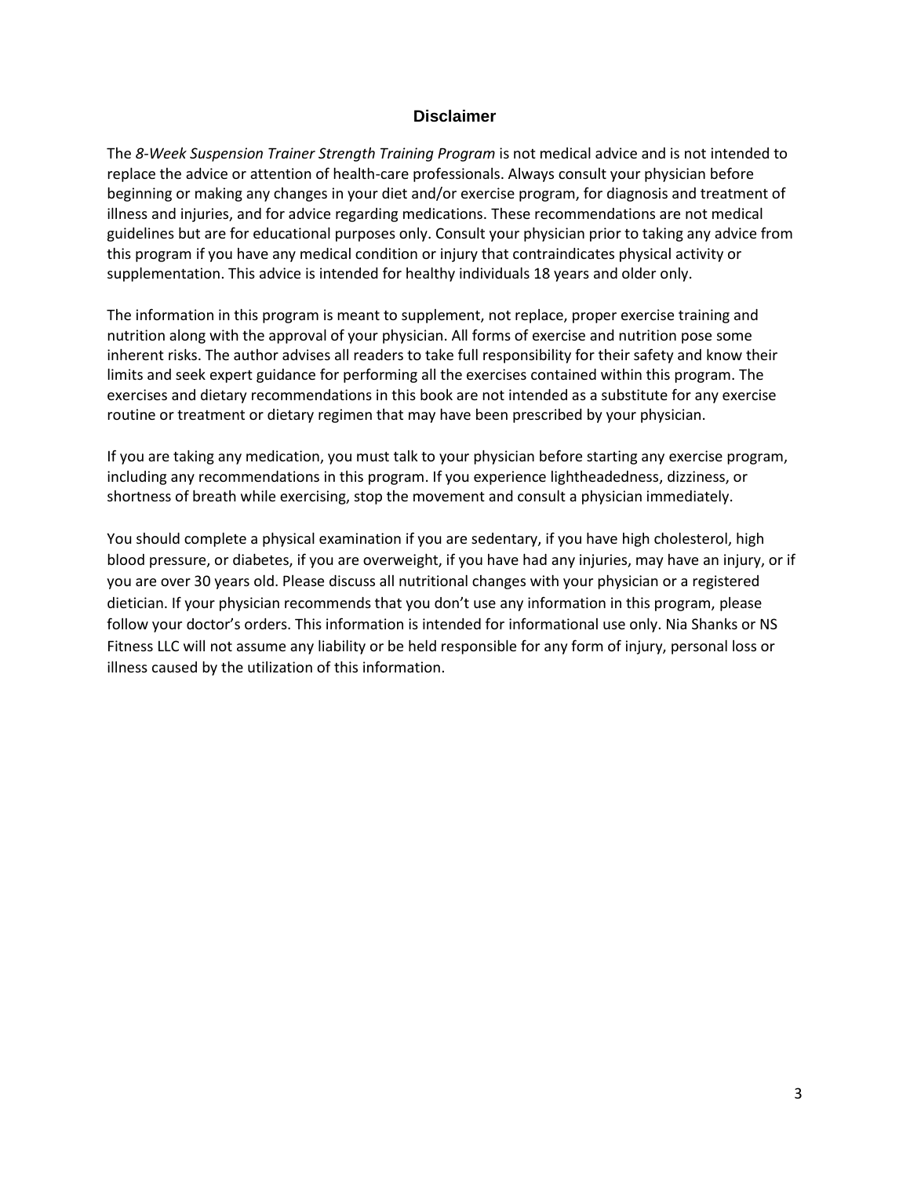# Disclaimer

The *8-Week Suspension Trainer Strength Training Program* is not medical advice and is not intended to replace the advice or attention of health-care professionals. Always consult your physician before beginning or making any changes in your diet and/or exercise program, for diagnosis and treatment of illness and injuries, and for advice regarding medications. These recommendations are not medical guidelines but are for educational purposes only. Consult your physician prior to taking any advice from this program if you have any medical condition or injury that contraindicates physical activity or supplementation. This advice is intended for healthy individuals 18 years and older only.

The information in this program is meant to supplement, not replace, proper exercise training and nutrition along with the approval of your physician. All forms of exercise and nutrition pose some inherent risks. The author advises all readers to take full responsibility for their safety and know their limits and seek expert guidance for performing all the exercises contained within this program. The exercises and dietary recommendations in this book are not intended as a substitute for any exercise routine or treatment or dietary regimen that may have been prescribed by your physician.

If you are taking any medication, you must talk to your physician before starting any exercise program, including any recommendations in this program. If you experience lightheadedness, dizziness, or shortness of breath while exercising, stop the movement and consult a physician immediately.

You should complete a physical examination if you are sedentary, if you have high cholesterol, high blood pressure, or diabetes, if you are overweight, if you have had any injuries, may have an injury, or if you are over 30 years old. Please discuss all nutritional changes with your physician or a registered dietician. If your physician recommends that you don't use any information in this program, please follow your doctor's orders. This information is intended for informational use only. Nia Shanks or NS Fitness LLC will not assume any liability or be held responsible for any form of injury, personal loss or illness caused by the utilization of this information.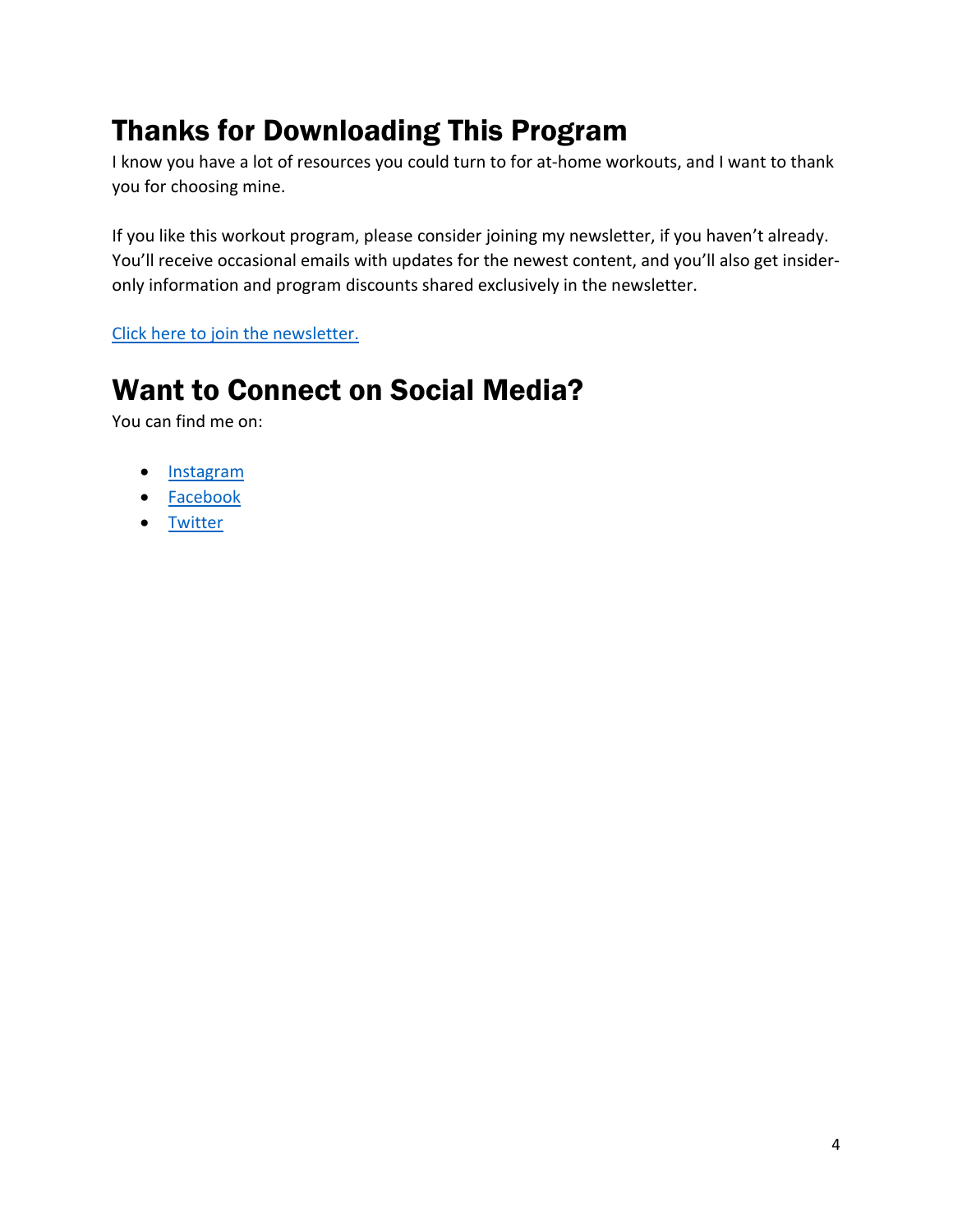## Thanks for Downloading This Program

I know you have a lot of resources you could turn to for at-home workouts, and I want to thank you for choosing mine.

If you like this workout program, please consider joining my newsletter, if you haven't already. You'll receive occasional emails with updates for the newest content, and you'll also get insider-only information and program discounts shared exclusively in the newsletter.

Click here to join the newsletter.

## Want to Connect on Social Media?

You can find me on:

- Instagram
- Facebook
- Twitter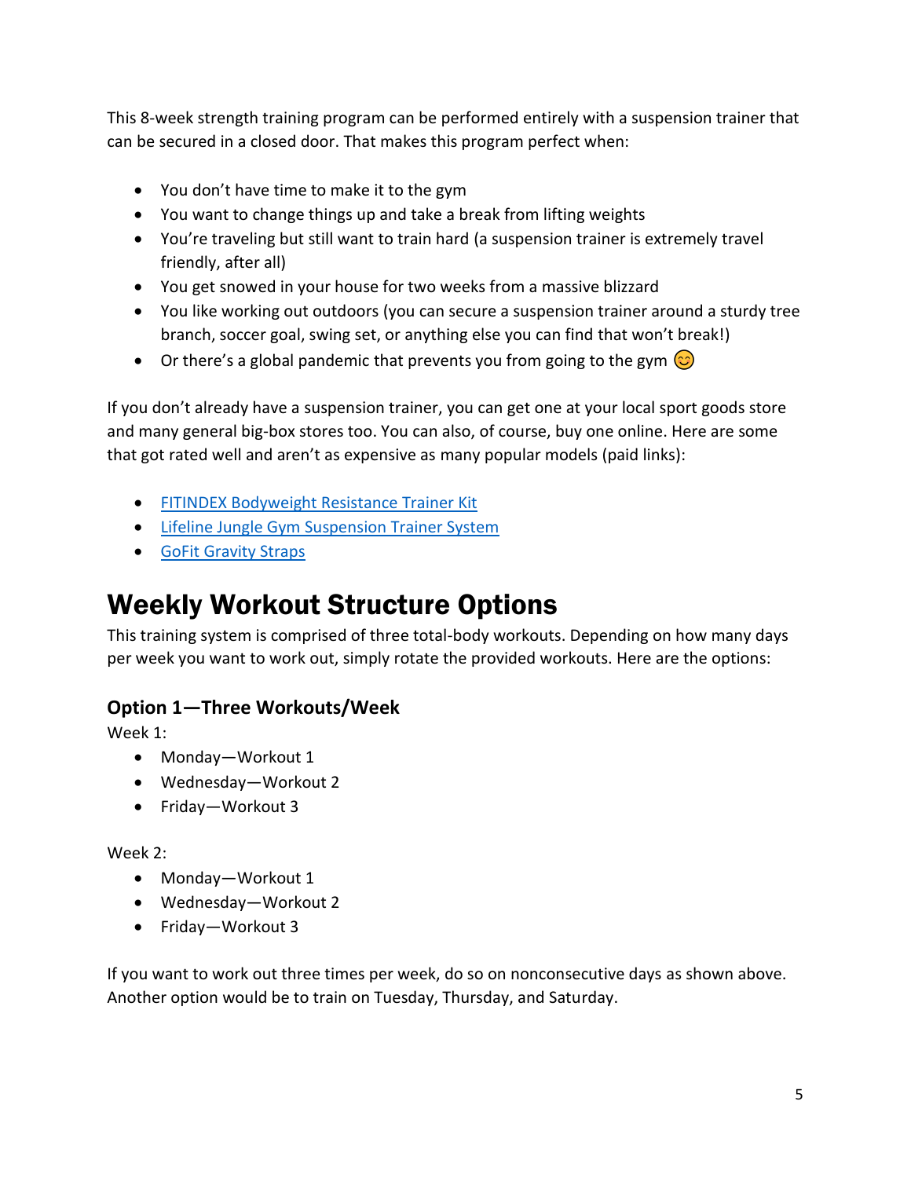This 8-week strength training program can be performed entirely with a suspension trainer that can be secured in a closed door. That makes this program perfect when:

- You don't have time to make it to the gym
- You want to change things up and take a break from lifting weights
- You're traveling but still want to train hard (a suspension trainer is extremely travel friendly, after all)
- You get snowed in your house for two weeks from a massive blizzard
- You like working out outdoors (you can secure a suspension trainer around a sturdy tree branch, soccer goal, swing set, or anything else you can find that won't break!)
- Or there's a global pandemic that prevents you from going to the gym 😊

If you don't already have a suspension trainer, you can get one at your local sport goods store and many general big-box stores too. You can also, of course, buy one online. Here are some that got rated well and aren't as expensive as many popular models (paid links):

- FITINDEX Bodyweight Resistance Trainer Kit
- Lifeline Jungle Gym Suspension Trainer System
- GoFit Gravity Straps

# Weekly Workout Structure Options

This training system is comprised of three total-body workouts. Depending on how many days per week you want to work out, simply rotate the provided workouts. Here are the options:

## Option 1—Three Workouts/Week

Week 1:

- Monday—Workout 1
- Wednesday—Workout 2
- Friday—Workout 3

Week 2:

- Monday—Workout 1
- Wednesday—Workout 2
- Friday—Workout 3

If you want to work out three times per week, do so on nonconsecutive days as shown above. Another option would be to train on Tuesday, Thursday, and Saturday.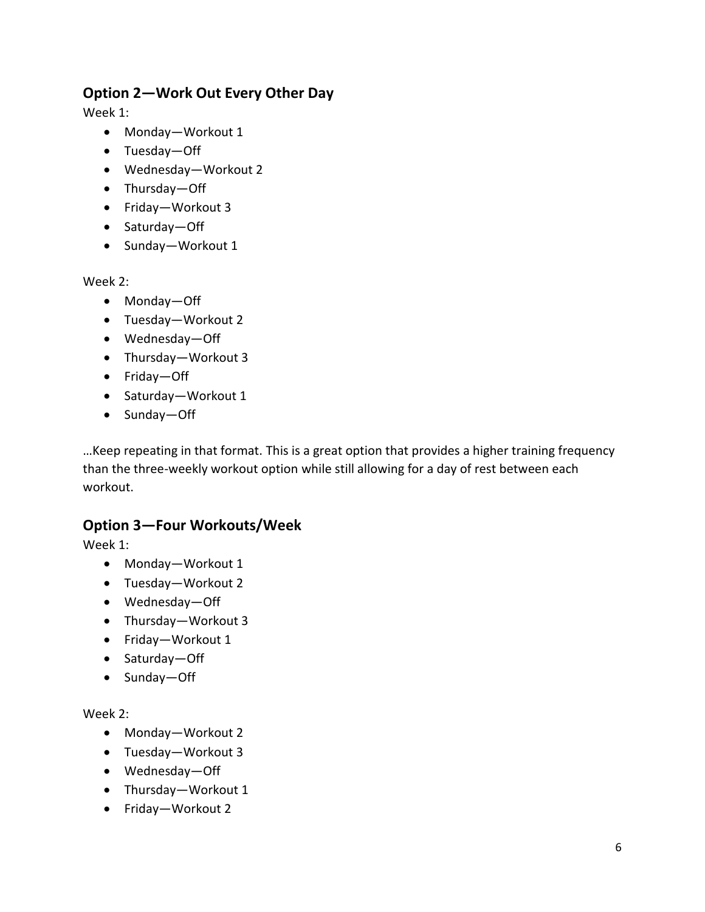## Option 2—Work Out Every Other Day

Week 1:

- Monday—Workout 1
- Tuesday—Off
- Wednesday—Workout 2
- Thursday—Off
- Friday—Workout 3
- Saturday—Off
- Sunday—Workout 1

Week 2:

- Monday—Off
- Tuesday—Workout 2
- Wednesday—Off
- Thursday—Workout 3
- Friday—Off
- Saturday—Workout 1
- Sunday—Off

…Keep repeating in that format. This is a great option that provides a higher training frequency than the three-weekly workout option while still allowing for a day of rest between each workout.

## Option 3—Four Workouts/Week

Week 1:

- Monday—Workout 1
- Tuesday—Workout 2
- Wednesday—Off
- Thursday—Workout 3
- Friday—Workout 1
- Saturday—Off
- Sunday—Off

Week 2:

- Monday—Workout 2
- Tuesday—Workout 3
- Wednesday—Off
- Thursday—Workout 1
- Friday—Workout 2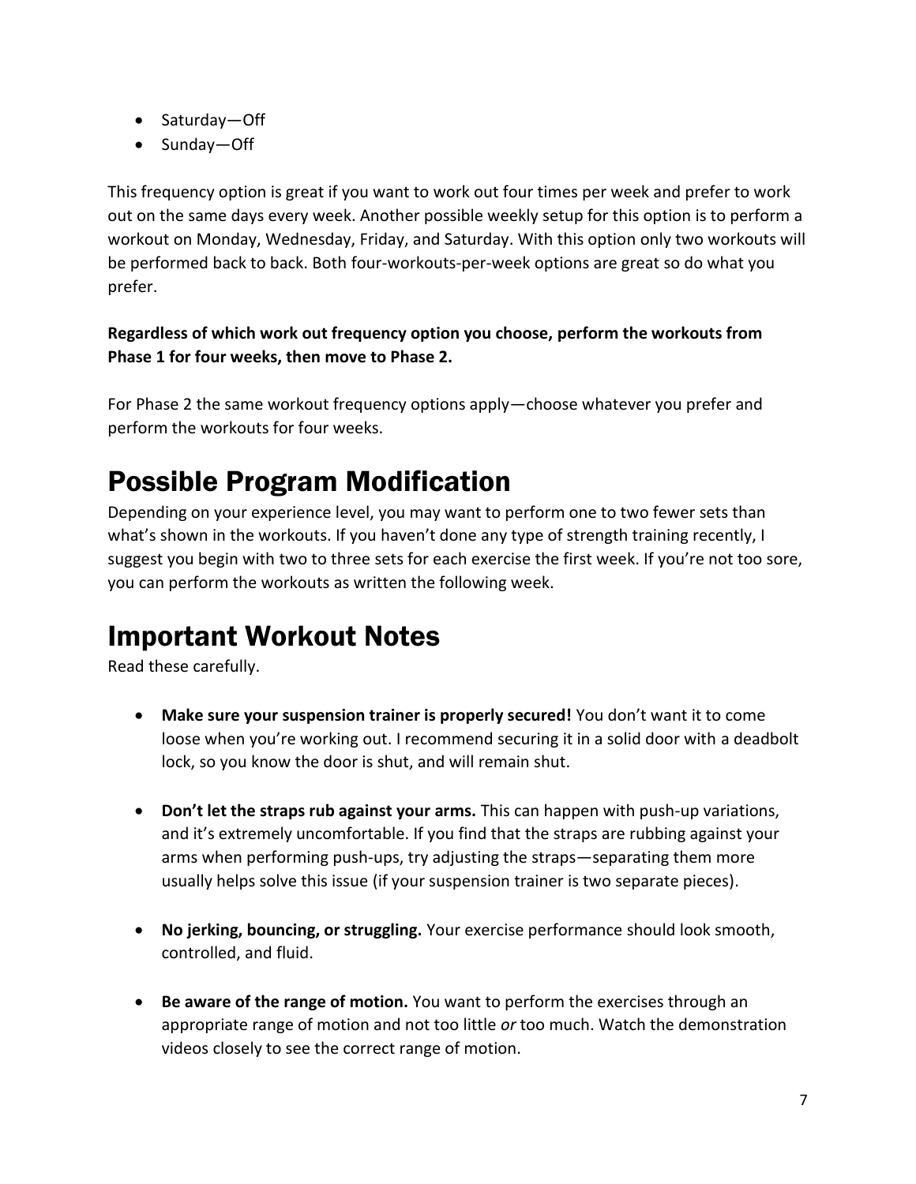- Saturday—Off
- Sunday—Off

This frequency option is great if you want to work out four times per week and prefer to work out on the same days every week. Another possible weekly setup for this option is to perform a workout on Monday, Wednesday, Friday, and Saturday. With this option only two workouts will be performed back to back. Both four-workouts-per-week options are great so do what you prefer.

**Regardless of which work out frequency option you choose, perform the workouts from Phase 1 for four weeks, then move to Phase 2.**

For Phase 2 the same workout frequency options apply—choose whatever you prefer and perform the workouts for four weeks.

# Possible Program Modification

Depending on your experience level, you may want to perform one to two fewer sets than what's shown in the workouts. If you haven't done any type of strength training recently, I suggest you begin with two to three sets for each exercise the first week. If you're not too sore, you can perform the workouts as written the following week.

# Important Workout Notes

Read these carefully.

- **Make sure your suspension trainer is properly secured!** You don't want it to come loose when you're working out. I recommend securing it in a solid door with a deadbolt lock, so you know the door is shut, and will remain shut.

- **Don't let the straps rub against your arms.** This can happen with push-up variations, and it's extremely uncomfortable. If you find that the straps are rubbing against your arms when performing push-ups, try adjusting the straps—separating them more usually helps solve this issue (if your suspension trainer is two separate pieces).

- **No jerking, bouncing, or struggling.** Your exercise performance should look smooth, controlled, and fluid.

- **Be aware of the range of motion.** You want to perform the exercises through an appropriate range of motion and not too little *or* too much. Watch the demonstration videos closely to see the correct range of motion.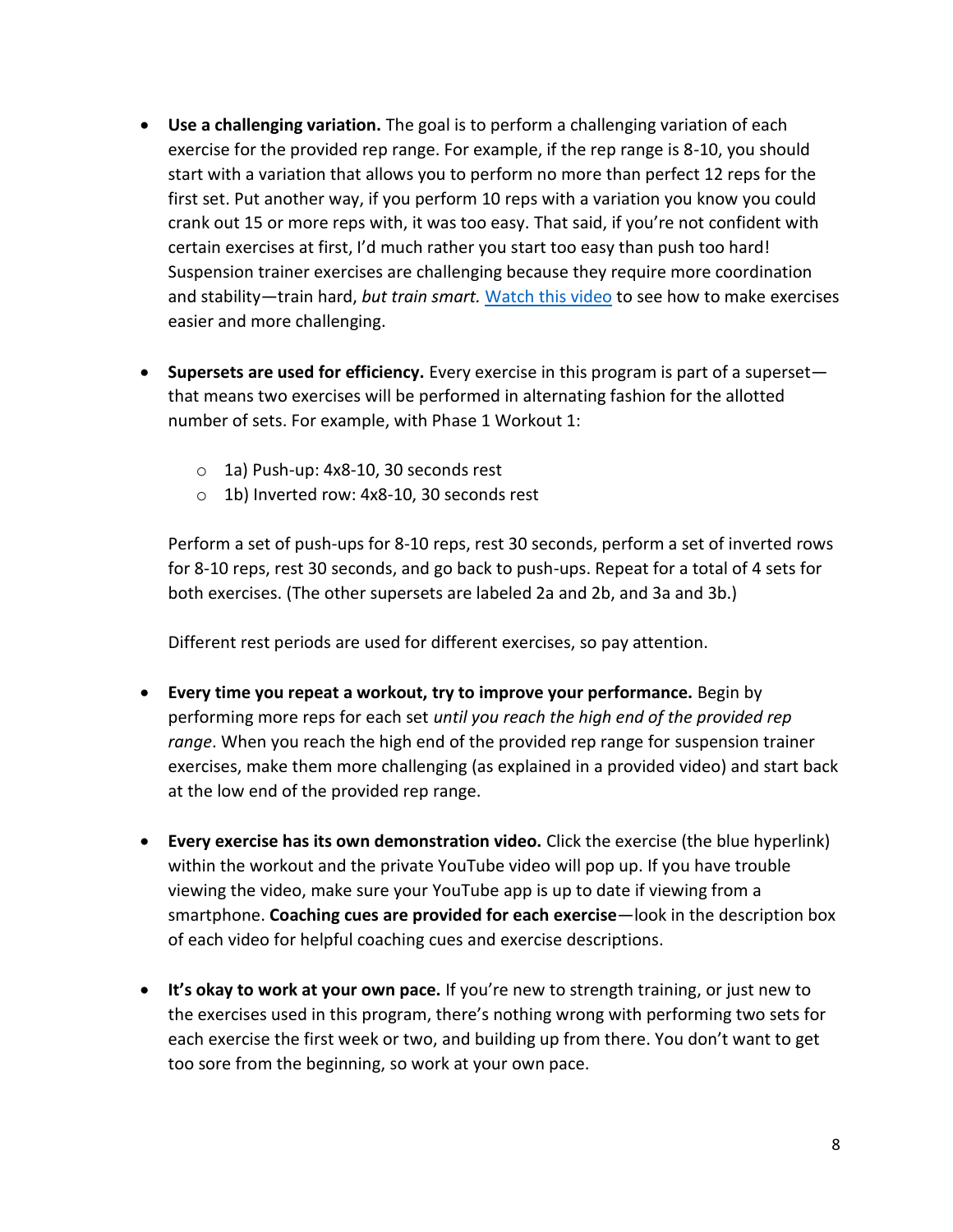- **Use a challenging variation.** The goal is to perform a challenging variation of each exercise for the provided rep range. For example, if the rep range is 8-10, you should start with a variation that allows you to perform no more than perfect 12 reps for the first set. Put another way, if you perform 10 reps with a variation you know you could crank out 15 or more reps with, it was too easy. That said, if you're not confident with certain exercises at first, I'd much rather you start too easy than push too hard! Suspension trainer exercises are challenging because they require more coordination and stability—train hard, *but train smart.* Watch this video to see how to make exercises easier and more challenging.

- **Supersets are used for efficiency.** Every exercise in this program is part of a superset—that means two exercises will be performed in alternating fashion for the allotted number of sets. For example, with Phase 1 Workout 1:

  - 1a) Push-up: 4x8-10, 30 seconds rest
  - 1b) Inverted row: 4x8-10, 30 seconds rest

  Perform a set of push-ups for 8-10 reps, rest 30 seconds, perform a set of inverted rows for 8-10 reps, rest 30 seconds, and go back to push-ups. Repeat for a total of 4 sets for both exercises. (The other supersets are labeled 2a and 2b, and 3a and 3b.)

  Different rest periods are used for different exercises, so pay attention.

- **Every time you repeat a workout, try to improve your performance.** Begin by performing more reps for each set *until you reach the high end of the provided rep range*. When you reach the high end of the provided rep range for suspension trainer exercises, make them more challenging (as explained in a provided video) and start back at the low end of the provided rep range.

- **Every exercise has its own demonstration video.** Click the exercise (the blue hyperlink) within the workout and the private YouTube video will pop up. If you have trouble viewing the video, make sure your YouTube app is up to date if viewing from a smartphone. **Coaching cues are provided for each exercise**—look in the description box of each video for helpful coaching cues and exercise descriptions.

- **It's okay to work at your own pace.** If you're new to strength training, or just new to the exercises used in this program, there's nothing wrong with performing two sets for each exercise the first week or two, and building up from there. You don't want to get too sore from the beginning, so work at your own pace.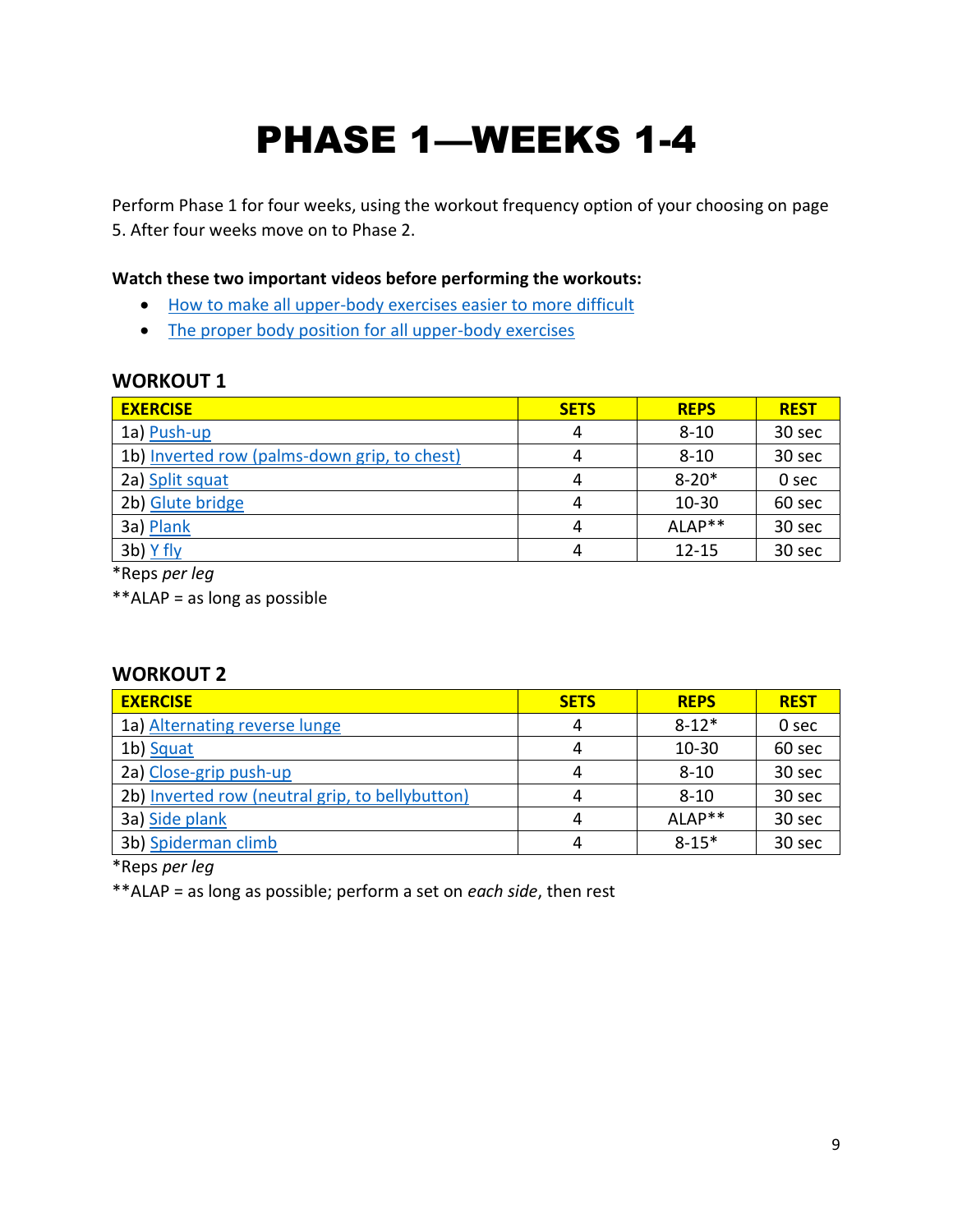# PHASE 1—WEEKS 1-4

Perform Phase 1 for four weeks, using the workout frequency option of your choosing on page 5. After four weeks move on to Phase 2.

**Watch these two important videos before performing the workouts:**

- How to make all upper-body exercises easier to more difficult
- The proper body position for all upper-body exercises

### WORKOUT 1

| EXERCISE | SETS | REPS | REST |
|---|---|---|---|
| 1a) Push-up | 4 | 8-10 | 30 sec |
| 1b) Inverted row (palms-down grip, to chest) | 4 | 8-10 | 30 sec |
| 2a) Split squat | 4 | 8-20* | 0 sec |
| 2b) Glute bridge | 4 | 10-30 | 60 sec |
| 3a) Plank | 4 | ALAP** | 30 sec |
| 3b) Y fly | 4 | 12-15 | 30 sec |

*Reps *per leg*

**ALAP = as long as possible

### WORKOUT 2

| EXERCISE | SETS | REPS | REST |
|---|---|---|---|
| 1a) Alternating reverse lunge | 4 | 8-12* | 0 sec |
| 1b) Squat | 4 | 10-30 | 60 sec |
| 2a) Close-grip push-up | 4 | 8-10 | 30 sec |
| 2b) Inverted row (neutral grip, to bellybutton) | 4 | 8-10 | 30 sec |
| 3a) Side plank | 4 | ALAP** | 30 sec |
| 3b) Spiderman climb | 4 | 8-15* | 30 sec |

*Reps *per leg*

**ALAP = as long as possible; perform a set on *each side*, then rest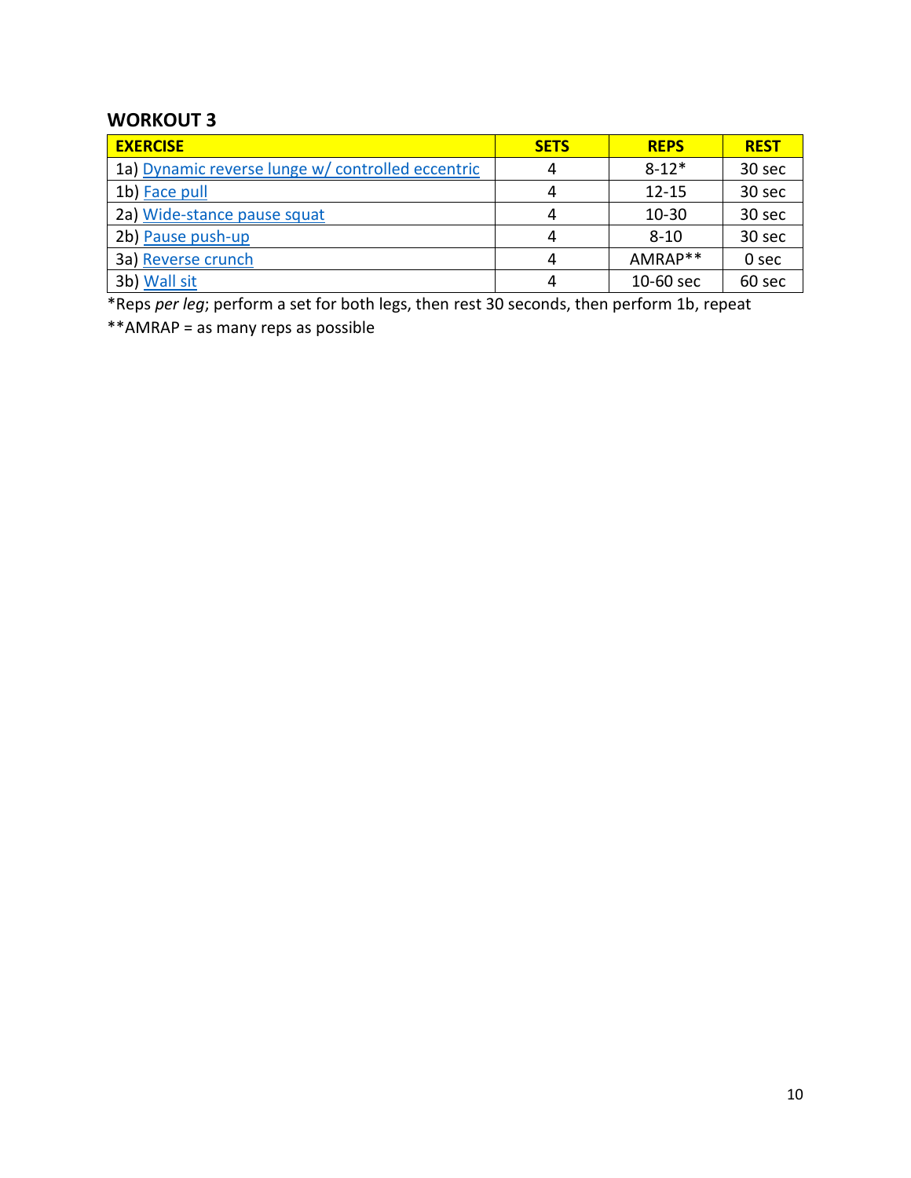## WORKOUT 3

| EXERCISE | SETS | REPS | REST |
| --- | --- | --- | --- |
| 1a) Dynamic reverse lunge w/ controlled eccentric | 4 | 8-12* | 30 sec |
| 1b) Face pull | 4 | 12-15 | 30 sec |
| 2a) Wide-stance pause squat | 4 | 10-30 | 30 sec |
| 2b) Pause push-up | 4 | 8-10 | 30 sec |
| 3a) Reverse crunch | 4 | AMRAP** | 0 sec |
| 3b) Wall sit | 4 | 10-60 sec | 60 sec |

*Reps *per leg*; perform a set for both legs, then rest 30 seconds, then perform 1b, repeat

**AMRAP = as many reps as possible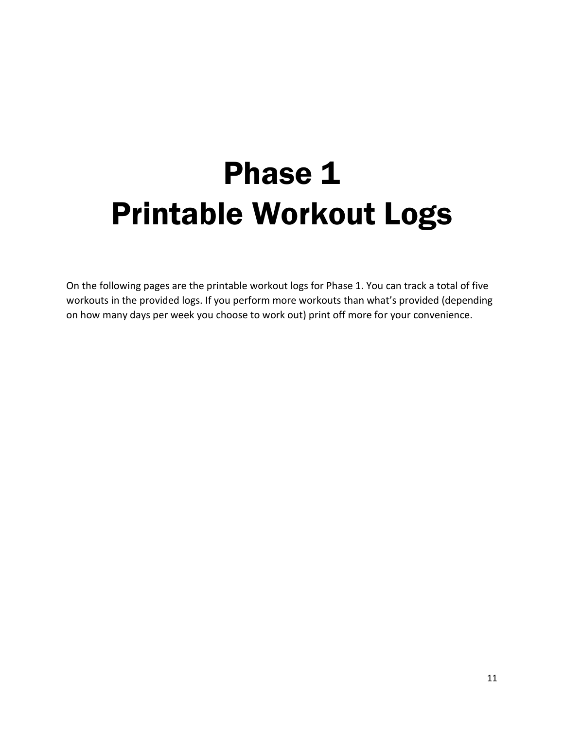# Phase 1
# Printable Workout Logs

On the following pages are the printable workout logs for Phase 1. You can track a total of five workouts in the provided logs. If you perform more workouts than what's provided (depending on how many days per week you choose to work out) print off more for your convenience.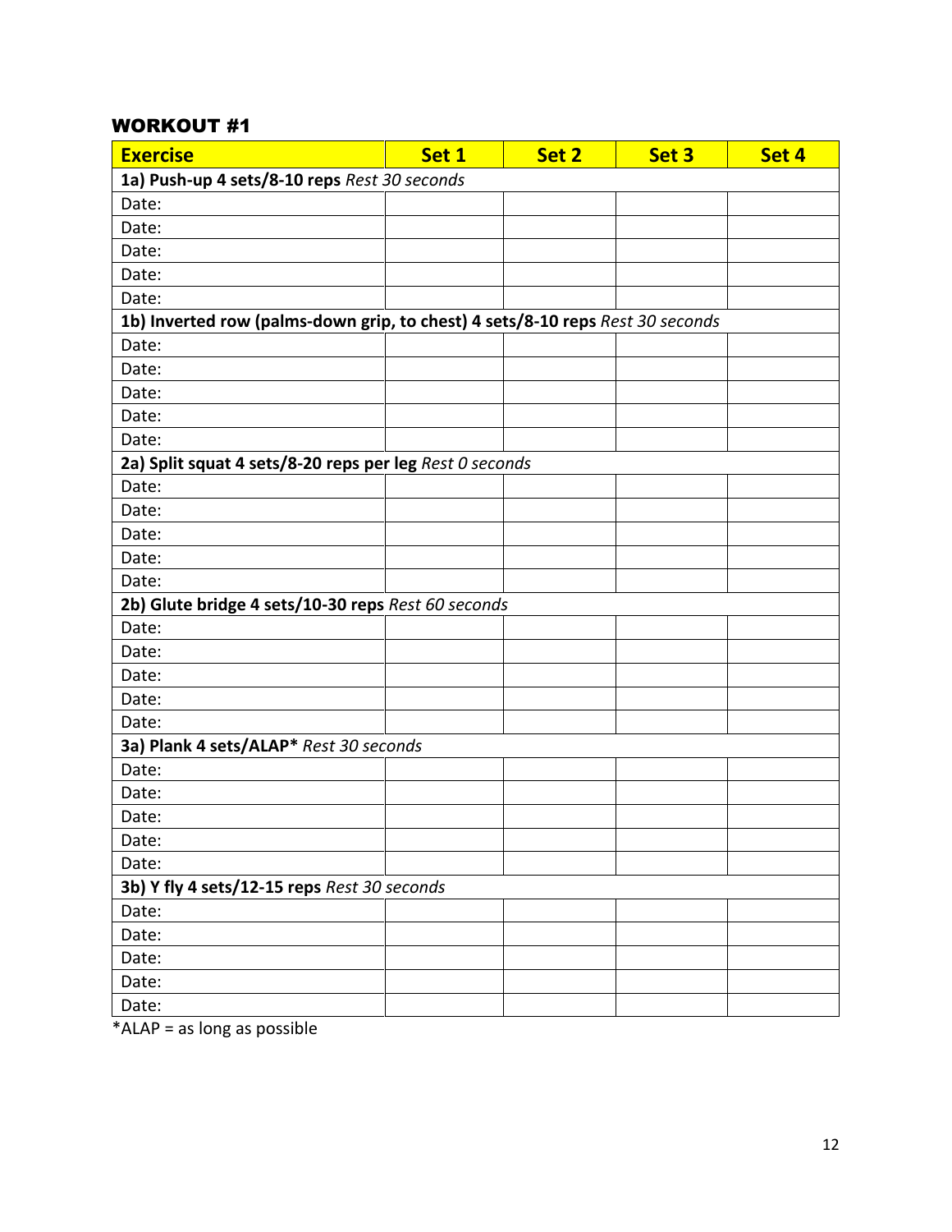### WORKOUT #1

| Exercise | Set 1 | Set 2 | Set 3 | Set 4 |
|---|---|---|---|---|
| **1a) Push-up 4 sets/8-10 reps** *Rest 30 seconds* | | | | |
| Date: | | | | |
| Date: | | | | |
| Date: | | | | |
| Date: | | | | |
| Date: | | | | |
| **1b) Inverted row (palms-down grip, to chest) 4 sets/8-10 reps** *Rest 30 seconds* | | | | |
| Date: | | | | |
| Date: | | | | |
| Date: | | | | |
| Date: | | | | |
| Date: | | | | |
| **2a) Split squat 4 sets/8-20 reps per leg** *Rest 0 seconds* | | | | |
| Date: | | | | |
| Date: | | | | |
| Date: | | | | |
| Date: | | | | |
| Date: | | | | |
| **2b) Glute bridge 4 sets/10-30 reps** *Rest 60 seconds* | | | | |
| Date: | | | | |
| Date: | | | | |
| Date: | | | | |
| Date: | | | | |
| Date: | | | | |
| **3a) Plank 4 sets/ALAP*** *Rest 30 seconds* | | | | |
| Date: | | | | |
| Date: | | | | |
| Date: | | | | |
| Date: | | | | |
| Date: | | | | |
| **3b) Y fly 4 sets/12-15 reps** *Rest 30 seconds* | | | | |
| Date: | | | | |
| Date: | | | | |
| Date: | | | | |
| Date: | | | | |
| Date: | | | | |

*ALAP = as long as possible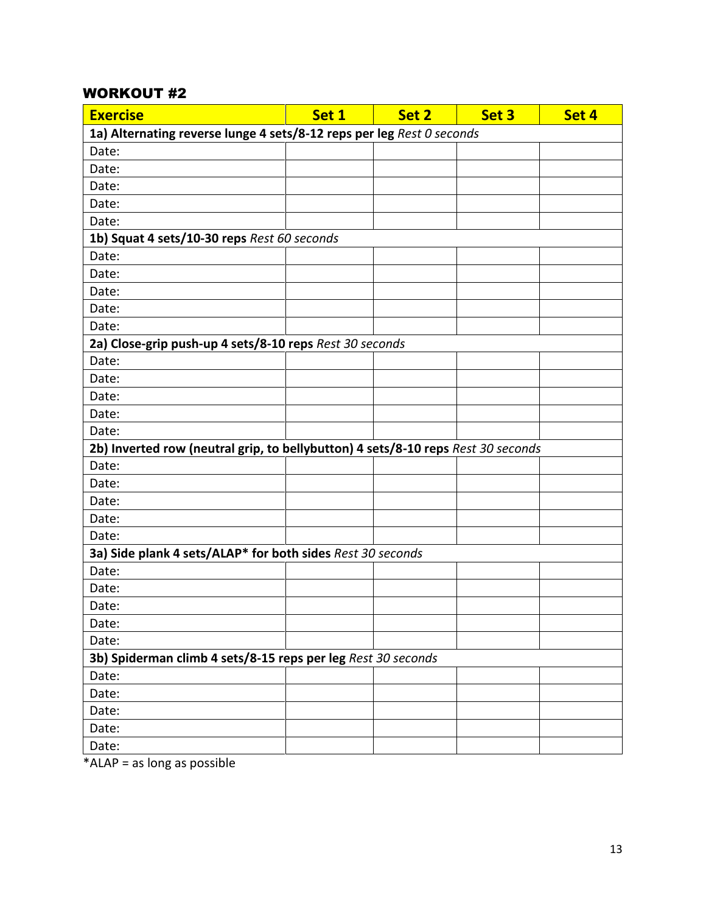## WORKOUT #2

| Exercise | Set 1 | Set 2 | Set 3 | Set 4 |
|---|---|---|---|---|
| **1a) Alternating reverse lunge 4 sets/8-12 reps per leg** *Rest 0 seconds* | | | | |
| Date: | | | | |
| Date: | | | | |
| Date: | | | | |
| Date: | | | | |
| Date: | | | | |
| **1b) Squat 4 sets/10-30 reps** *Rest 60 seconds* | | | | |
| Date: | | | | |
| Date: | | | | |
| Date: | | | | |
| Date: | | | | |
| Date: | | | | |
| **2a) Close-grip push-up 4 sets/8-10 reps** *Rest 30 seconds* | | | | |
| Date: | | | | |
| Date: | | | | |
| Date: | | | | |
| Date: | | | | |
| Date: | | | | |
| **2b) Inverted row (neutral grip, to bellybutton) 4 sets/8-10 reps** *Rest 30 seconds* | | | | |
| Date: | | | | |
| Date: | | | | |
| Date: | | | | |
| Date: | | | | |
| Date: | | | | |
| **3a) Side plank 4 sets/ALAP* for both sides** *Rest 30 seconds* | | | | |
| Date: | | | | |
| Date: | | | | |
| Date: | | | | |
| Date: | | | | |
| Date: | | | | |
| **3b) Spiderman climb 4 sets/8-15 reps per leg** *Rest 30 seconds* | | | | |
| Date: | | | | |
| Date: | | | | |
| Date: | | | | |
| Date: | | | | |
| Date: | | | | |

*ALAP = as long as possible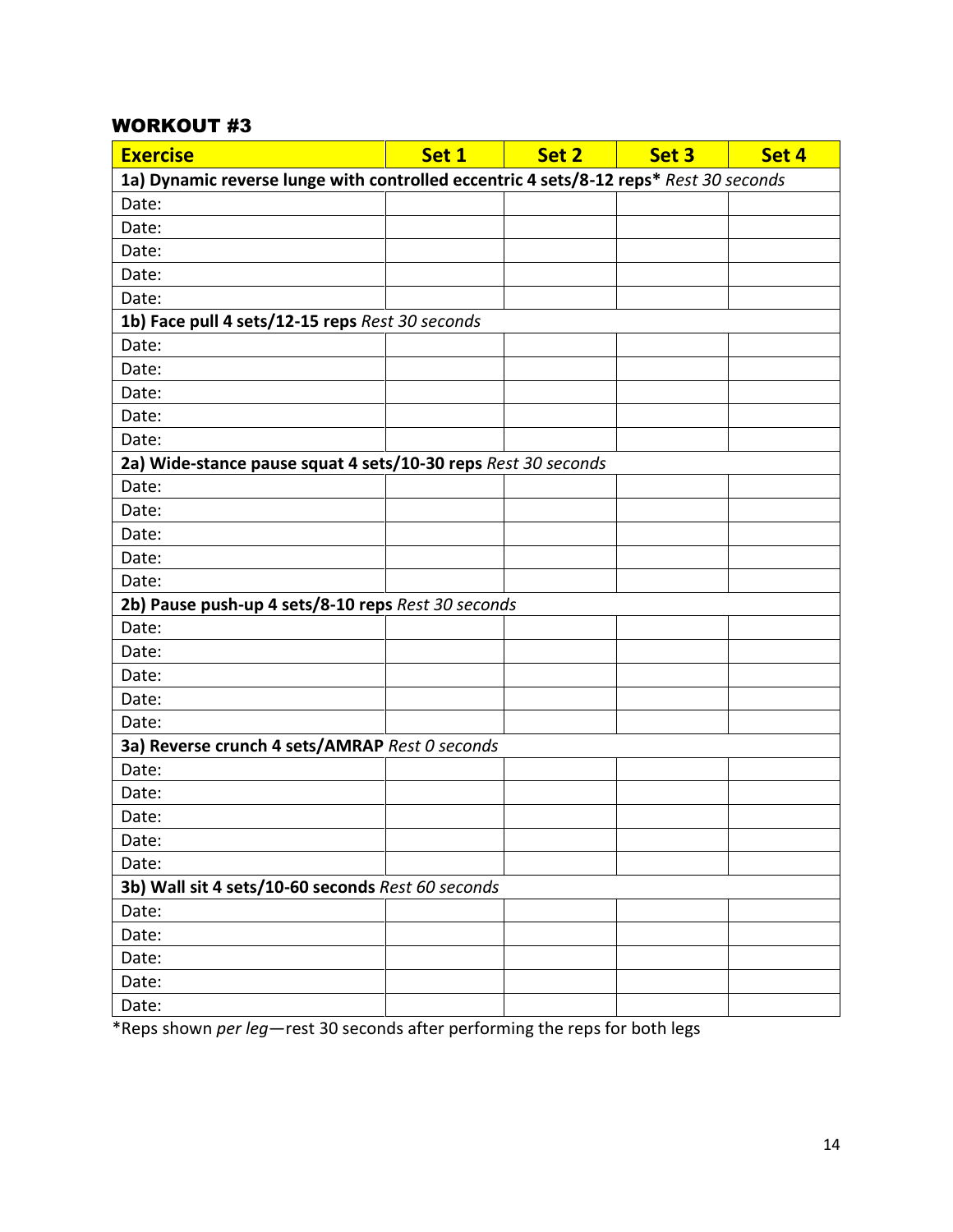### WORKOUT #3

| Exercise | Set 1 | Set 2 | Set 3 | Set 4 |
|---|---|---|---|---|
| **1a) Dynamic reverse lunge with controlled eccentric 4 sets/8-12 reps*** *Rest 30 seconds* | | | | |
| Date: | | | | |
| Date: | | | | |
| Date: | | | | |
| Date: | | | | |
| Date: | | | | |
| **1b) Face pull 4 sets/12-15 reps** *Rest 30 seconds* | | | | |
| Date: | | | | |
| Date: | | | | |
| Date: | | | | |
| Date: | | | | |
| Date: | | | | |
| **2a) Wide-stance pause squat 4 sets/10-30 reps** *Rest 30 seconds* | | | | |
| Date: | | | | |
| Date: | | | | |
| Date: | | | | |
| Date: | | | | |
| Date: | | | | |
| **2b) Pause push-up 4 sets/8-10 reps** *Rest 30 seconds* | | | | |
| Date: | | | | |
| Date: | | | | |
| Date: | | | | |
| Date: | | | | |
| Date: | | | | |
| **3a) Reverse crunch 4 sets/AMRAP** *Rest 0 seconds* | | | | |
| Date: | | | | |
| Date: | | | | |
| Date: | | | | |
| Date: | | | | |
| Date: | | | | |
| **3b) Wall sit 4 sets/10-60 seconds** *Rest 60 seconds* | | | | |
| Date: | | | | |
| Date: | | | | |
| Date: | | | | |
| Date: | | | | |
| Date: | | | | |

*Reps shown *per leg*—rest 30 seconds after performing the reps for both legs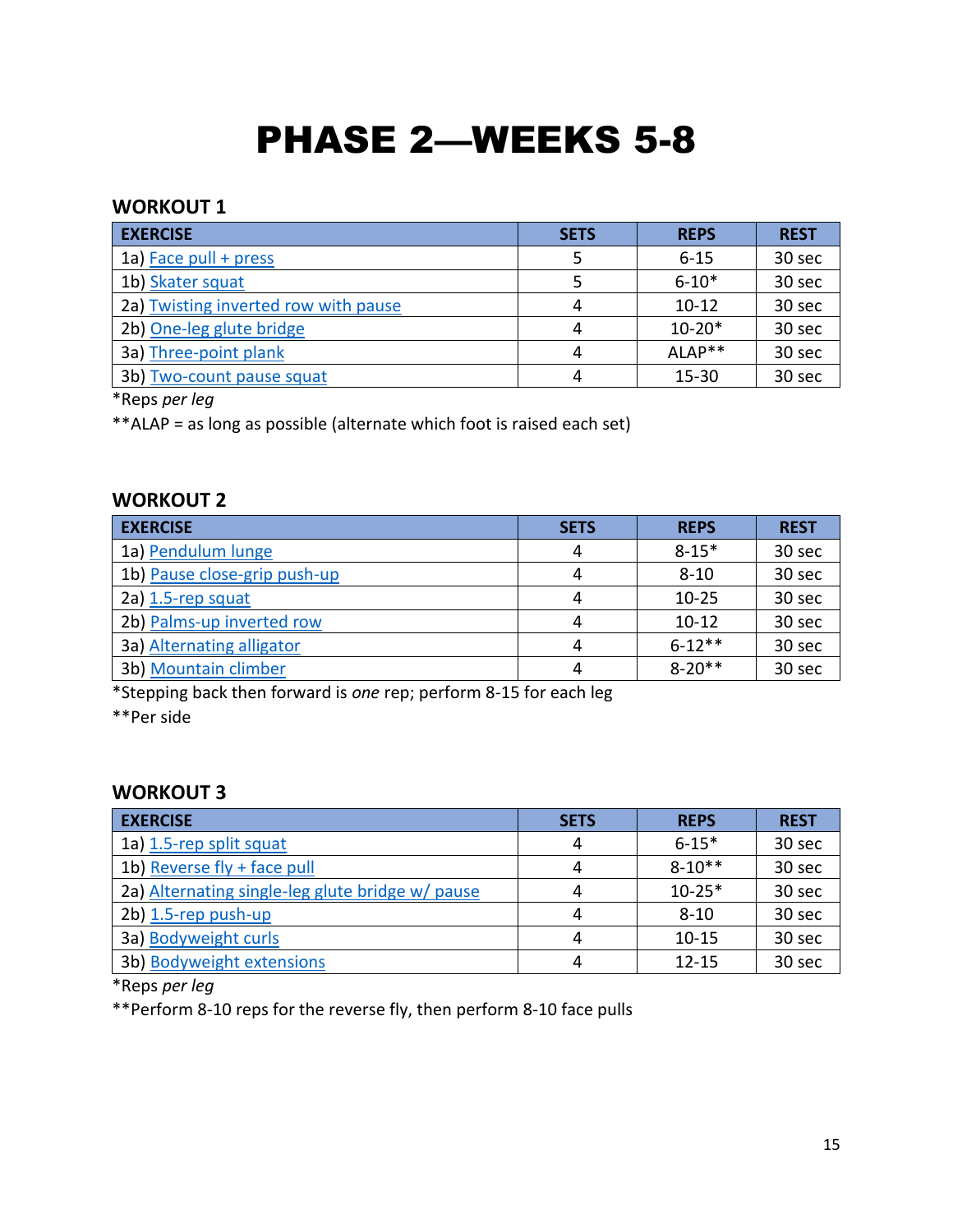# PHASE 2—WEEKS 5-8

## WORKOUT 1

| EXERCISE | SETS | REPS | REST |
|---|---|---|---|
| 1a) Face pull + press | 5 | 6-15 | 30 sec |
| 1b) Skater squat | 5 | 6-10* | 30 sec |
| 2a) Twisting inverted row with pause | 4 | 10-12 | 30 sec |
| 2b) One-leg glute bridge | 4 | 10-20* | 30 sec |
| 3a) Three-point plank | 4 | ALAP** | 30 sec |
| 3b) Two-count pause squat | 4 | 15-30 | 30 sec |

*Reps *per leg*

**ALAP = as long as possible (alternate which foot is raised each set)

## WORKOUT 2

| EXERCISE | SETS | REPS | REST |
|---|---|---|---|
| 1a) Pendulum lunge | 4 | 8-15* | 30 sec |
| 1b) Pause close-grip push-up | 4 | 8-10 | 30 sec |
| 2a) 1.5-rep squat | 4 | 10-25 | 30 sec |
| 2b) Palms-up inverted row | 4 | 10-12 | 30 sec |
| 3a) Alternating alligator | 4 | 6-12** | 30 sec |
| 3b) Mountain climber | 4 | 8-20** | 30 sec |

*Stepping back then forward is *one* rep; perform 8-15 for each leg

**Per side

## WORKOUT 3

| EXERCISE | SETS | REPS | REST |
|---|---|---|---|
| 1a) 1.5-rep split squat | 4 | 6-15* | 30 sec |
| 1b) Reverse fly + face pull | 4 | 8-10** | 30 sec |
| 2a) Alternating single-leg glute bridge w/ pause | 4 | 10-25* | 30 sec |
| 2b) 1.5-rep push-up | 4 | 8-10 | 30 sec |
| 3a) Bodyweight curls | 4 | 10-15 | 30 sec |
| 3b) Bodyweight extensions | 4 | 12-15 | 30 sec |

*Reps *per leg*

**Perform 8-10 reps for the reverse fly, then perform 8-10 face pulls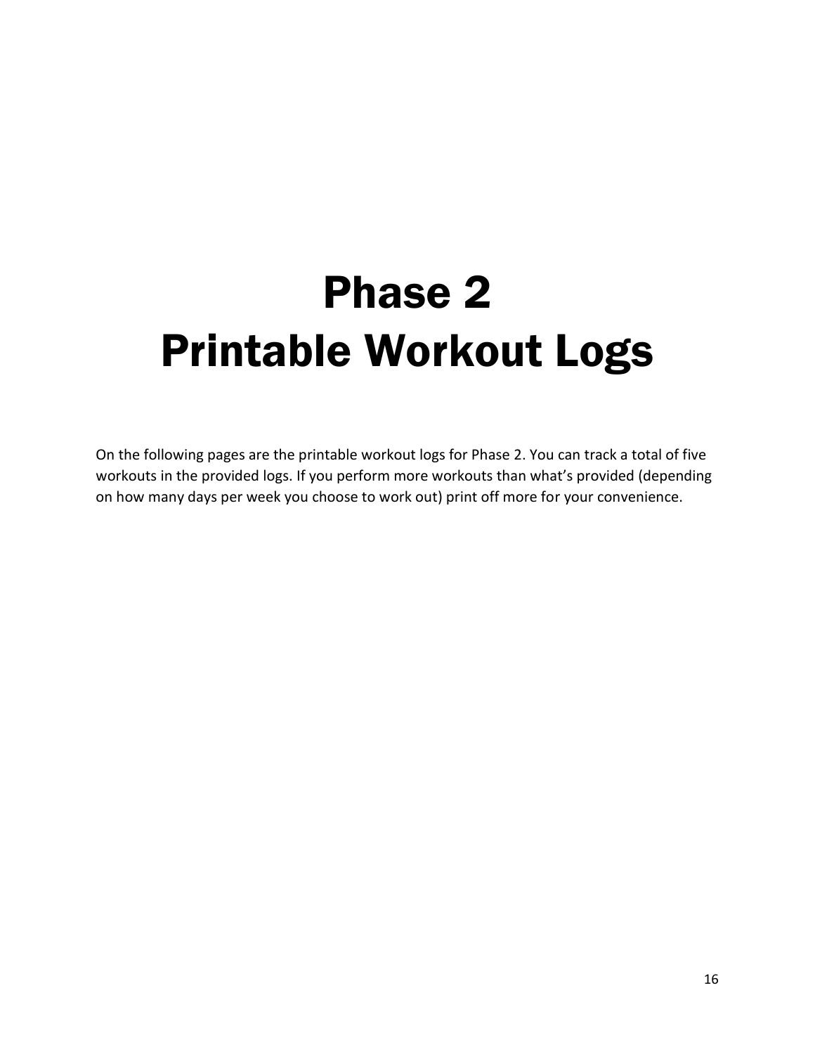# Phase 2
# Printable Workout Logs

On the following pages are the printable workout logs for Phase 2. You can track a total of five workouts in the provided logs. If you perform more workouts than what's provided (depending on how many days per week you choose to work out) print off more for your convenience.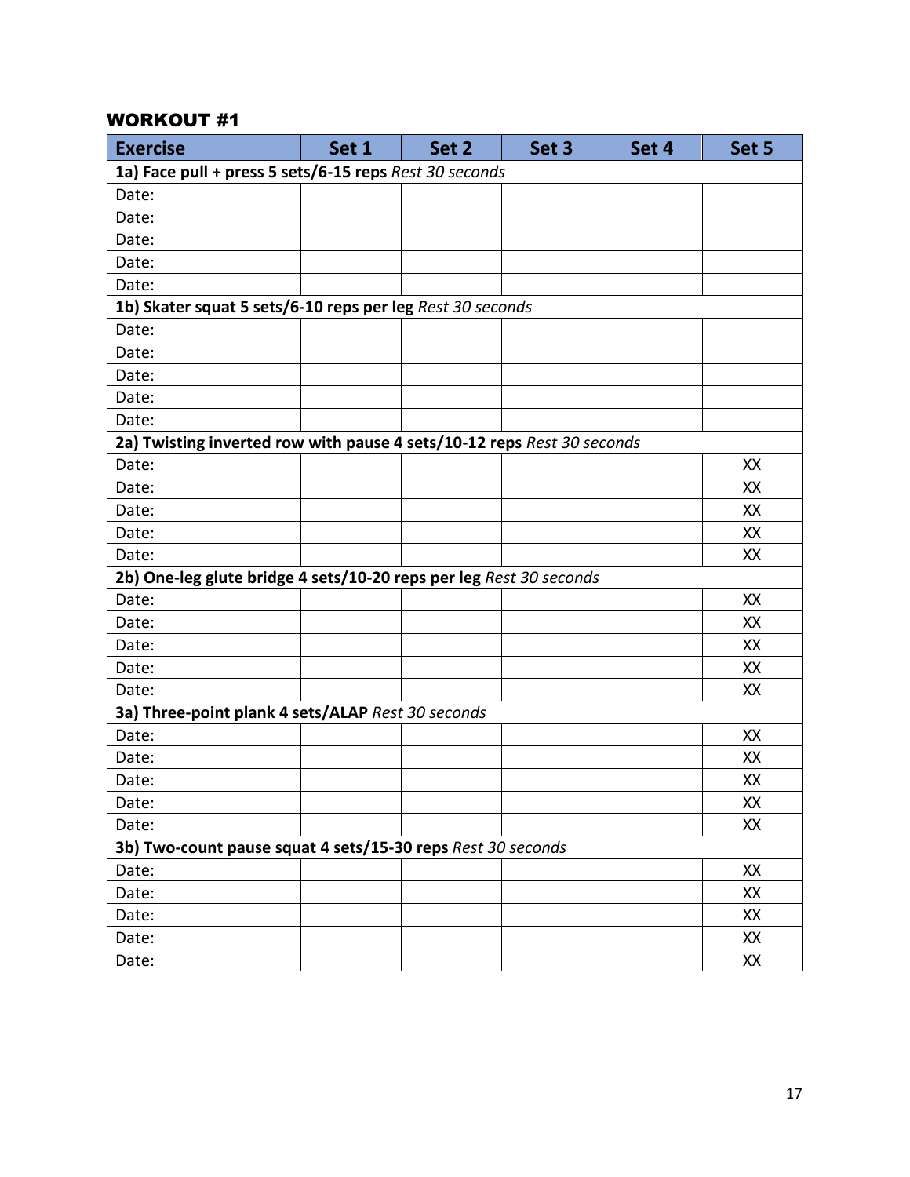### WORKOUT #1

| Exercise | Set 1 | Set 2 | Set 3 | Set 4 | Set 5 |
|---|---|---|---|---|---|
| **1a) Face pull + press 5 sets/6-15 reps** *Rest 30 seconds* | | | | | |
| Date: | | | | | |
| Date: | | | | | |
| Date: | | | | | |
| Date: | | | | | |
| Date: | | | | | |
| **1b) Skater squat 5 sets/6-10 reps per leg** *Rest 30 seconds* | | | | | |
| Date: | | | | | |
| Date: | | | | | |
| Date: | | | | | |
| Date: | | | | | |
| Date: | | | | | |
| **2a) Twisting inverted row with pause 4 sets/10-12 reps** *Rest 30 seconds* | | | | | |
| Date: | | | | | XX |
| Date: | | | | | XX |
| Date: | | | | | XX |
| Date: | | | | | XX |
| Date: | | | | | XX |
| **2b) One-leg glute bridge 4 sets/10-20 reps per leg** *Rest 30 seconds* | | | | | |
| Date: | | | | | XX |
| Date: | | | | | XX |
| Date: | | | | | XX |
| Date: | | | | | XX |
| Date: | | | | | XX |
| **3a) Three-point plank 4 sets/ALAP** *Rest 30 seconds* | | | | | |
| Date: | | | | | XX |
| Date: | | | | | XX |
| Date: | | | | | XX |
| Date: | | | | | XX |
| Date: | | | | | XX |
| **3b) Two-count pause squat 4 sets/15-30 reps** *Rest 30 seconds* | | | | | |
| Date: | | | | | XX |
| Date: | | | | | XX |
| Date: | | | | | XX |
| Date: | | | | | XX |
| Date: | | | | | XX |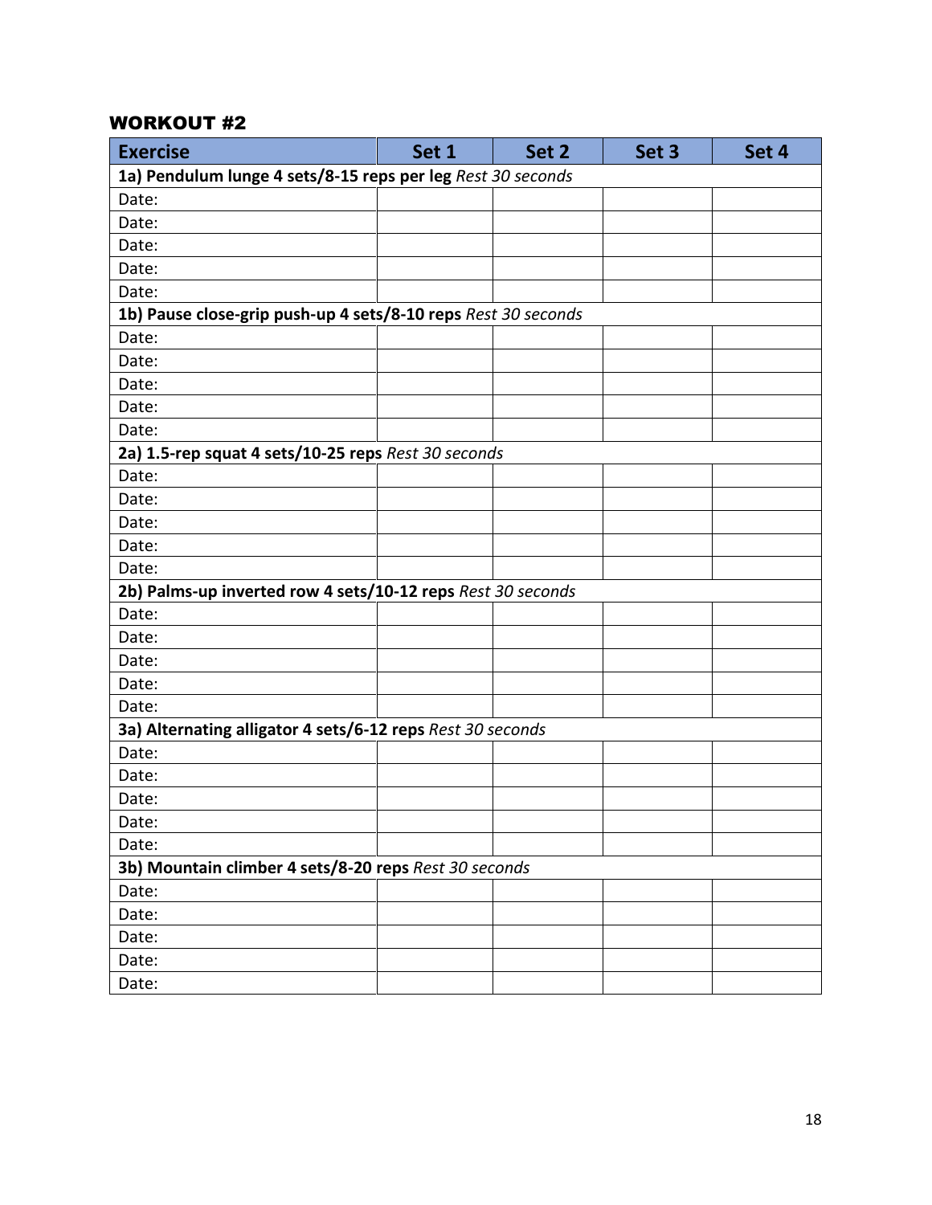### WORKOUT #2

| Exercise | Set 1 | Set 2 | Set 3 | Set 4 |
|---|---|---|---|---|
| **1a) Pendulum lunge 4 sets/8-15 reps per leg** *Rest 30 seconds* | | | | |
| Date: | | | | |
| Date: | | | | |
| Date: | | | | |
| Date: | | | | |
| Date: | | | | |
| **1b) Pause close-grip push-up 4 sets/8-10 reps** *Rest 30 seconds* | | | | |
| Date: | | | | |
| Date: | | | | |
| Date: | | | | |
| Date: | | | | |
| Date: | | | | |
| **2a) 1.5-rep squat 4 sets/10-25 reps** *Rest 30 seconds* | | | | |
| Date: | | | | |
| Date: | | | | |
| Date: | | | | |
| Date: | | | | |
| Date: | | | | |
| **2b) Palms-up inverted row 4 sets/10-12 reps** *Rest 30 seconds* | | | | |
| Date: | | | | |
| Date: | | | | |
| Date: | | | | |
| Date: | | | | |
| Date: | | | | |
| **3a) Alternating alligator 4 sets/6-12 reps** *Rest 30 seconds* | | | | |
| Date: | | | | |
| Date: | | | | |
| Date: | | | | |
| Date: | | | | |
| Date: | | | | |
| **3b) Mountain climber 4 sets/8-20 reps** *Rest 30 seconds* | | | | |
| Date: | | | | |
| Date: | | | | |
| Date: | | | | |
| Date: | | | | |
| Date: | | | | |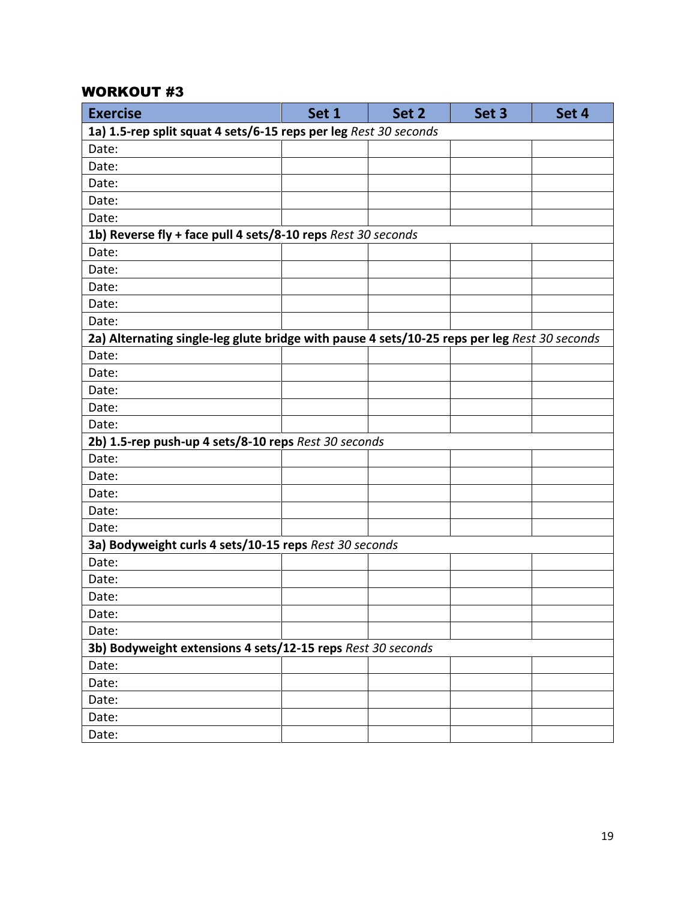## WORKOUT #3

| Exercise | Set 1 | Set 2 | Set 3 | Set 4 |
|---|---|---|---|---|
| **1a) 1.5-rep split squat 4 sets/6-15 reps per leg** *Rest 30 seconds* | | | | |
| Date: | | | | |
| Date: | | | | |
| Date: | | | | |
| Date: | | | | |
| Date: | | | | |
| **1b) Reverse fly + face pull 4 sets/8-10 reps** *Rest 30 seconds* | | | | |
| Date: | | | | |
| Date: | | | | |
| Date: | | | | |
| Date: | | | | |
| Date: | | | | |
| **2a) Alternating single-leg glute bridge with pause 4 sets/10-25 reps per leg** *Rest 30 seconds* | | | | |
| Date: | | | | |
| Date: | | | | |
| Date: | | | | |
| Date: | | | | |
| Date: | | | | |
| **2b) 1.5-rep push-up 4 sets/8-10 reps** *Rest 30 seconds* | | | | |
| Date: | | | | |
| Date: | | | | |
| Date: | | | | |
| Date: | | | | |
| Date: | | | | |
| **3a) Bodyweight curls 4 sets/10-15 reps** *Rest 30 seconds* | | | | |
| Date: | | | | |
| Date: | | | | |
| Date: | | | | |
| Date: | | | | |
| Date: | | | | |
| **3b) Bodyweight extensions 4 sets/12-15 reps** *Rest 30 seconds* | | | | |
| Date: | | | | |
| Date: | | | | |
| Date: | | | | |
| Date: | | | | |
| Date: | | | | |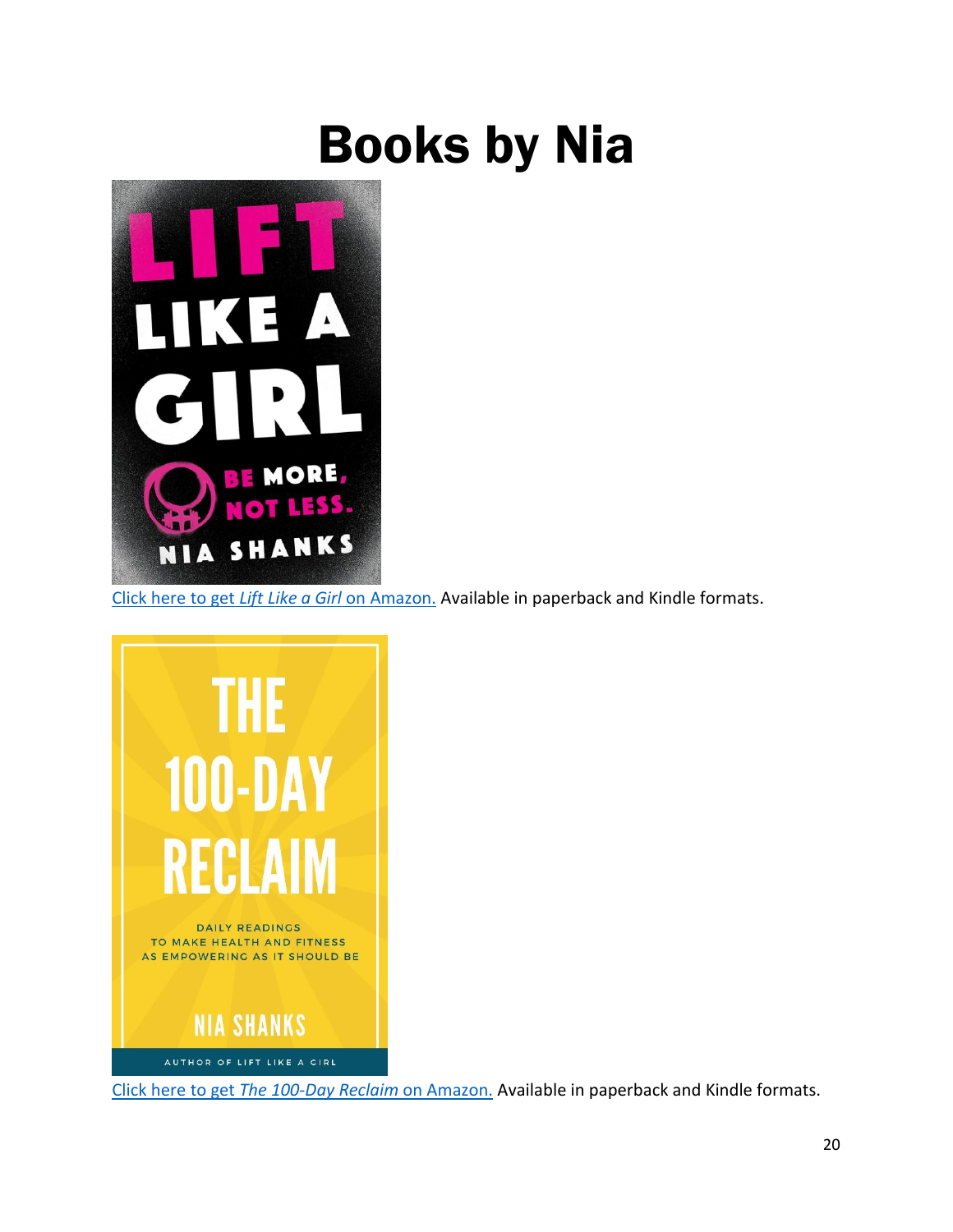# Books by Nia

Click here to get *Lift Like a Girl* on Amazon. Available in paperback and Kindle formats.

Click here to get *The 100-Day Reclaim* on Amazon. Available in paperback and Kindle formats.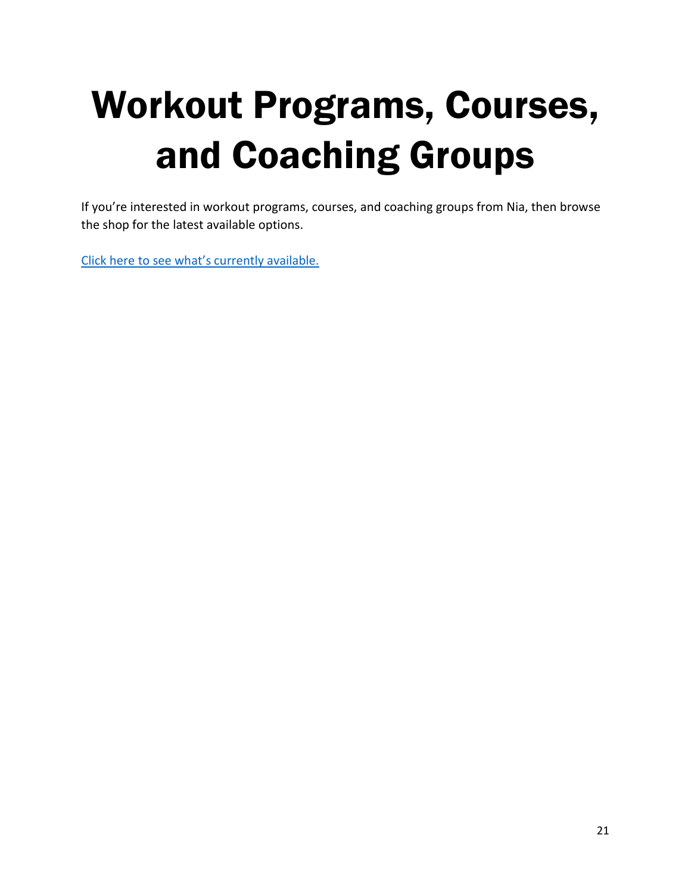# Workout Programs, Courses, and Coaching Groups

If you're interested in workout programs, courses, and coaching groups from Nia, then browse the shop for the latest available options.

Click here to see what's currently available.